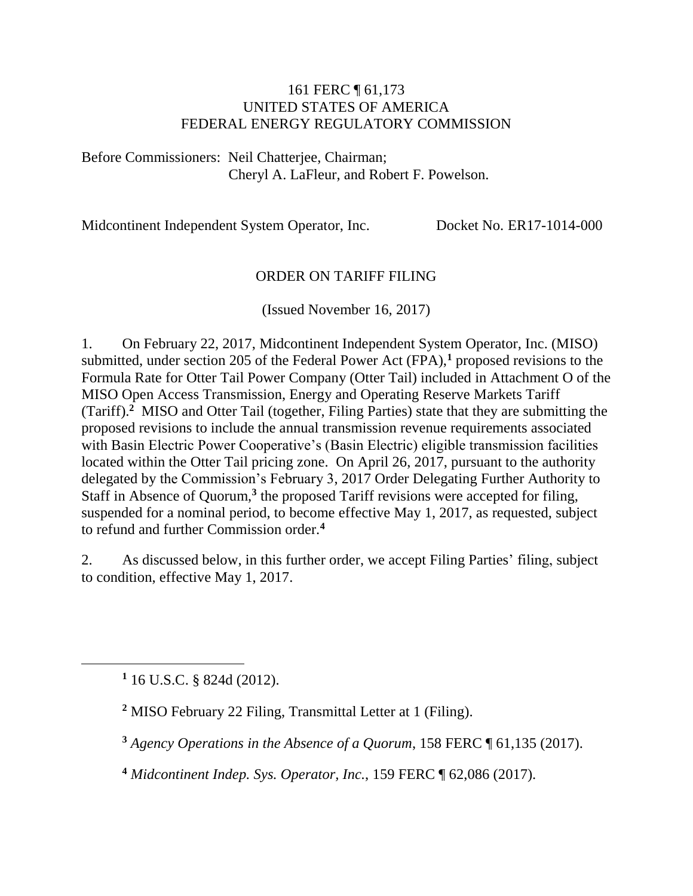161 FERC ¶ 61,173
UNITED STATES OF AMERICA
FEDERAL ENERGY REGULATORY COMMISSION

Before Commissioners: Neil Chatterjee, Chairman;
Cheryl A. LaFleur, and Robert F. Powelson.

Midcontinent Independent System Operator, Inc. Docket No. ER17-1014-000

ORDER ON TARIFF FILING

(Issued November 16, 2017)

1. On February 22, 2017, Midcontinent Independent System Operator, Inc. (MISO) submitted, under section 205 of the Federal Power Act (FPA),[1] proposed revisions to the Formula Rate for Otter Tail Power Company (Otter Tail) included in Attachment O of the MISO Open Access Transmission, Energy and Operating Reserve Markets Tariff (Tariff).[2] MISO and Otter Tail (together, Filing Parties) state that they are submitting the proposed revisions to include the annual transmission revenue requirements associated with Basin Electric Power Cooperative's (Basin Electric) eligible transmission facilities located within the Otter Tail pricing zone. On April 26, 2017, pursuant to the authority delegated by the Commission's February 3, 2017 Order Delegating Further Authority to Staff in Absence of Quorum,[3] the proposed Tariff revisions were accepted for filing, suspended for a nominal period, to become effective May 1, 2017, as requested, subject to refund and further Commission order.[4]

2. As discussed below, in this further order, we accept Filing Parties' filing, subject to condition, effective May 1, 2017.

[1] 16 U.S.C. § 824d (2012).

[2] MISO February 22 Filing, Transmittal Letter at 1 (Filing).

[3] *Agency Operations in the Absence of a Quorum*, 158 FERC ¶ 61,135 (2017).

[4] *Midcontinent Indep. Sys. Operator, Inc.*, 159 FERC ¶ 62,086 (2017).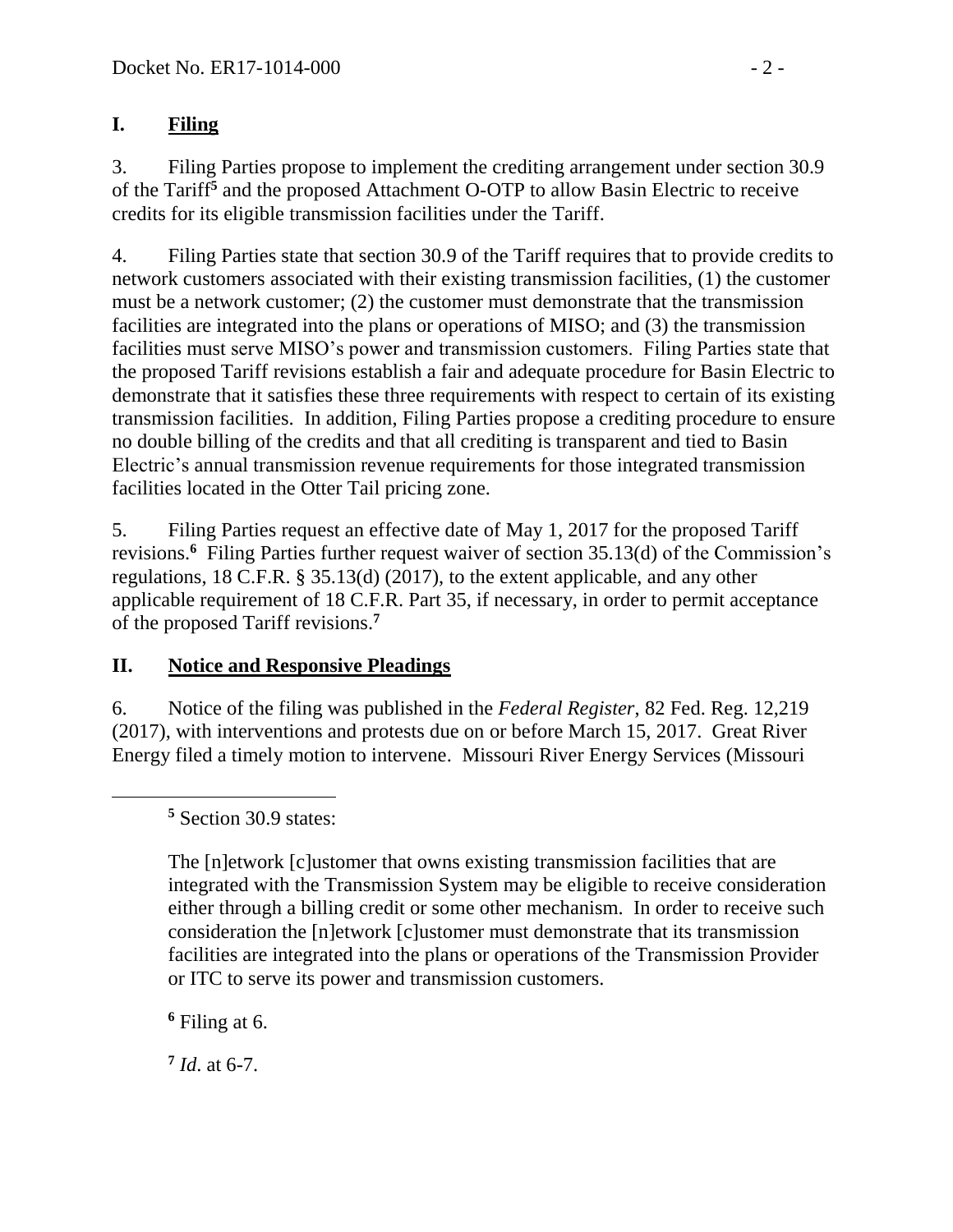## I. Filing

3. Filing Parties propose to implement the crediting arrangement under section 30.9 of the Tariff[5] and the proposed Attachment O-OTP to allow Basin Electric to receive credits for its eligible transmission facilities under the Tariff.

4. Filing Parties state that section 30.9 of the Tariff requires that to provide credits to network customers associated with their existing transmission facilities, (1) the customer must be a network customer; (2) the customer must demonstrate that the transmission facilities are integrated into the plans or operations of MISO; and (3) the transmission facilities must serve MISO's power and transmission customers. Filing Parties state that the proposed Tariff revisions establish a fair and adequate procedure for Basin Electric to demonstrate that it satisfies these three requirements with respect to certain of its existing transmission facilities. In addition, Filing Parties propose a crediting procedure to ensure no double billing of the credits and that all crediting is transparent and tied to Basin Electric's annual transmission revenue requirements for those integrated transmission facilities located in the Otter Tail pricing zone.

5. Filing Parties request an effective date of May 1, 2017 for the proposed Tariff revisions.[6] Filing Parties further request waiver of section 35.13(d) of the Commission's regulations, 18 C.F.R. § 35.13(d) (2017), to the extent applicable, and any other applicable requirement of 18 C.F.R. Part 35, if necessary, in order to permit acceptance of the proposed Tariff revisions.[7]

## II. Notice and Responsive Pleadings

6. Notice of the filing was published in the *Federal Register*, 82 Fed. Reg. 12,219 (2017), with interventions and protests due on or before March 15, 2017. Great River Energy filed a timely motion to intervene. Missouri River Energy Services (Missouri

---

[5] Section 30.9 states:

> The [n]etwork [c]ustomer that owns existing transmission facilities that are integrated with the Transmission System may be eligible to receive consideration either through a billing credit or some other mechanism. In order to receive such consideration the [n]etwork [c]ustomer must demonstrate that its transmission facilities are integrated into the plans or operations of the Transmission Provider or ITC to serve its power and transmission customers.

[6] Filing at 6.

[7] *Id*. at 6-7.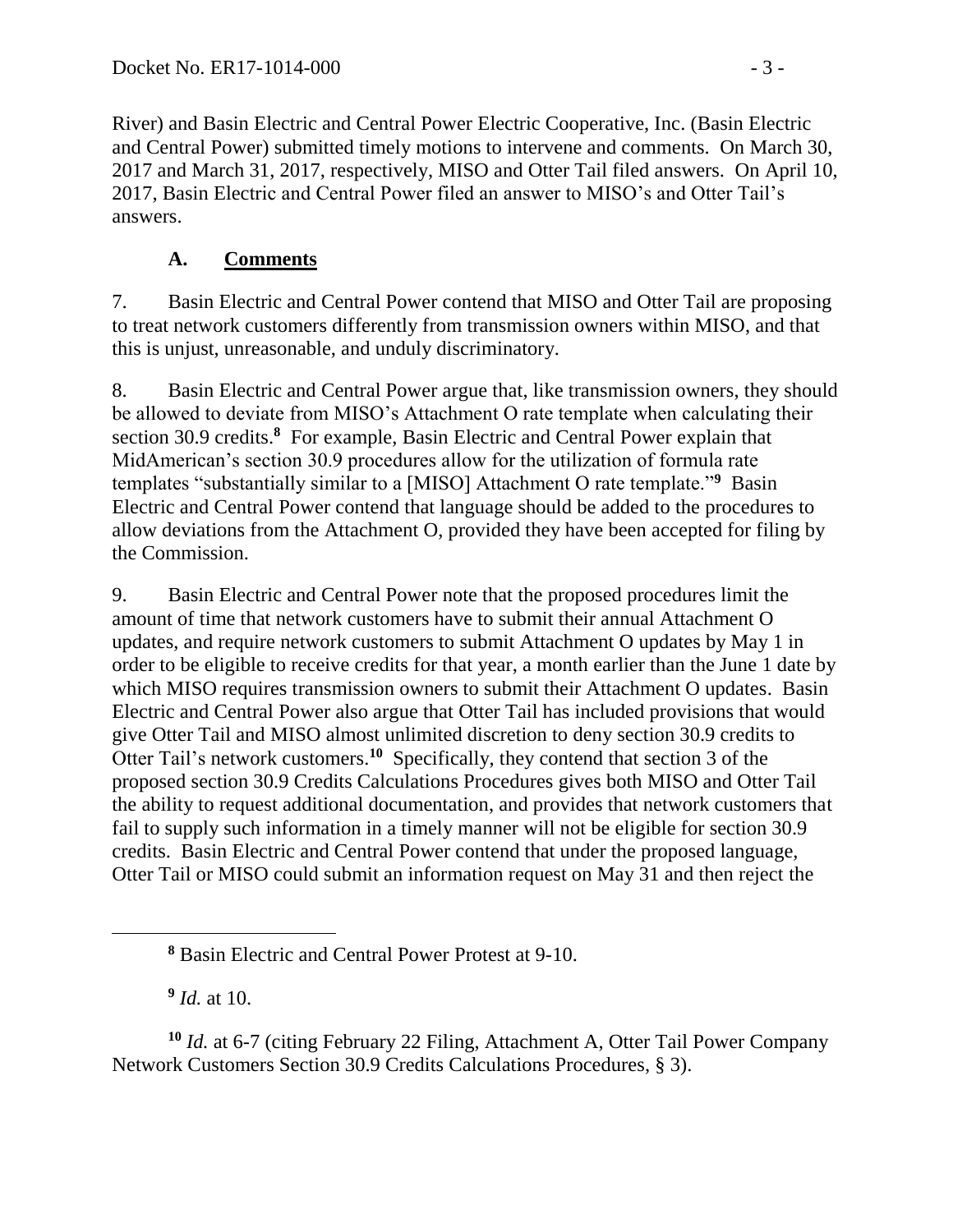River) and Basin Electric and Central Power Electric Cooperative, Inc. (Basin Electric and Central Power) submitted timely motions to intervene and comments. On March 30, 2017 and March 31, 2017, respectively, MISO and Otter Tail filed answers. On April 10, 2017, Basin Electric and Central Power filed an answer to MISO's and Otter Tail's answers.

### A. **Comments**

7. Basin Electric and Central Power contend that MISO and Otter Tail are proposing to treat network customers differently from transmission owners within MISO, and that this is unjust, unreasonable, and unduly discriminatory.

8. Basin Electric and Central Power argue that, like transmission owners, they should be allowed to deviate from MISO's Attachment O rate template when calculating their section 30.9 credits.[8] For example, Basin Electric and Central Power explain that MidAmerican's section 30.9 procedures allow for the utilization of formula rate templates "substantially similar to a [MISO] Attachment O rate template."[9] Basin Electric and Central Power contend that language should be added to the procedures to allow deviations from the Attachment O, provided they have been accepted for filing by the Commission.

9. Basin Electric and Central Power note that the proposed procedures limit the amount of time that network customers have to submit their annual Attachment O updates, and require network customers to submit Attachment O updates by May 1 in order to be eligible to receive credits for that year, a month earlier than the June 1 date by which MISO requires transmission owners to submit their Attachment O updates. Basin Electric and Central Power also argue that Otter Tail has included provisions that would give Otter Tail and MISO almost unlimited discretion to deny section 30.9 credits to Otter Tail's network customers.[10] Specifically, they contend that section 3 of the proposed section 30.9 Credits Calculations Procedures gives both MISO and Otter Tail the ability to request additional documentation, and provides that network customers that fail to supply such information in a timely manner will not be eligible for section 30.9 credits. Basin Electric and Central Power contend that under the proposed language, Otter Tail or MISO could submit an information request on May 31 and then reject the

---

[8] Basin Electric and Central Power Protest at 9-10.

[9] *Id.* at 10.

[10] *Id.* at 6-7 (citing February 22 Filing, Attachment A, Otter Tail Power Company Network Customers Section 30.9 Credits Calculations Procedures, § 3).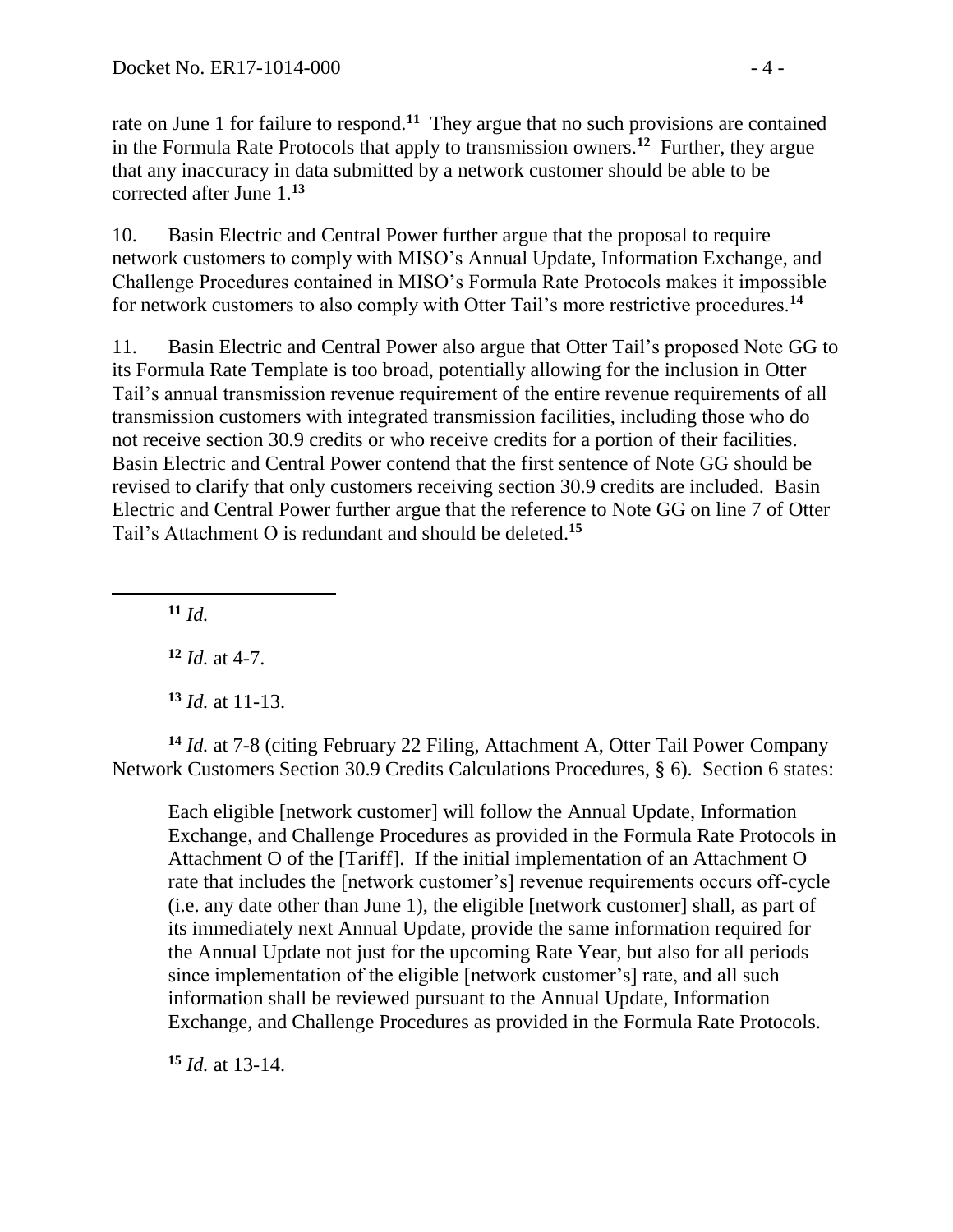rate on June 1 for failure to respond.[11] They argue that no such provisions are contained in the Formula Rate Protocols that apply to transmission owners.[12] Further, they argue that any inaccuracy in data submitted by a network customer should be able to be corrected after June 1.[13]

10. Basin Electric and Central Power further argue that the proposal to require network customers to comply with MISO's Annual Update, Information Exchange, and Challenge Procedures contained in MISO's Formula Rate Protocols makes it impossible for network customers to also comply with Otter Tail's more restrictive procedures.[14]

11. Basin Electric and Central Power also argue that Otter Tail's proposed Note GG to its Formula Rate Template is too broad, potentially allowing for the inclusion in Otter Tail's annual transmission revenue requirement of the entire revenue requirements of all transmission customers with integrated transmission facilities, including those who do not receive section 30.9 credits or who receive credits for a portion of their facilities. Basin Electric and Central Power contend that the first sentence of Note GG should be revised to clarify that only customers receiving section 30.9 credits are included. Basin Electric and Central Power further argue that the reference to Note GG on line 7 of Otter Tail's Attachment O is redundant and should be deleted.[15]

---

[11] *Id.*

[12] *Id.* at 4-7.

[13] *Id.* at 11-13.

[14] *Id.* at 7-8 (citing February 22 Filing, Attachment A, Otter Tail Power Company Network Customers Section 30.9 Credits Calculations Procedures, § 6). Section 6 states:

> Each eligible [network customer] will follow the Annual Update, Information Exchange, and Challenge Procedures as provided in the Formula Rate Protocols in Attachment O of the [Tariff]. If the initial implementation of an Attachment O rate that includes the [network customer's] revenue requirements occurs off-cycle (i.e. any date other than June 1), the eligible [network customer] shall, as part of its immediately next Annual Update, provide the same information required for the Annual Update not just for the upcoming Rate Year, but also for all periods since implementation of the eligible [network customer's] rate, and all such information shall be reviewed pursuant to the Annual Update, Information Exchange, and Challenge Procedures as provided in the Formula Rate Protocols.

[15] *Id.* at 13-14.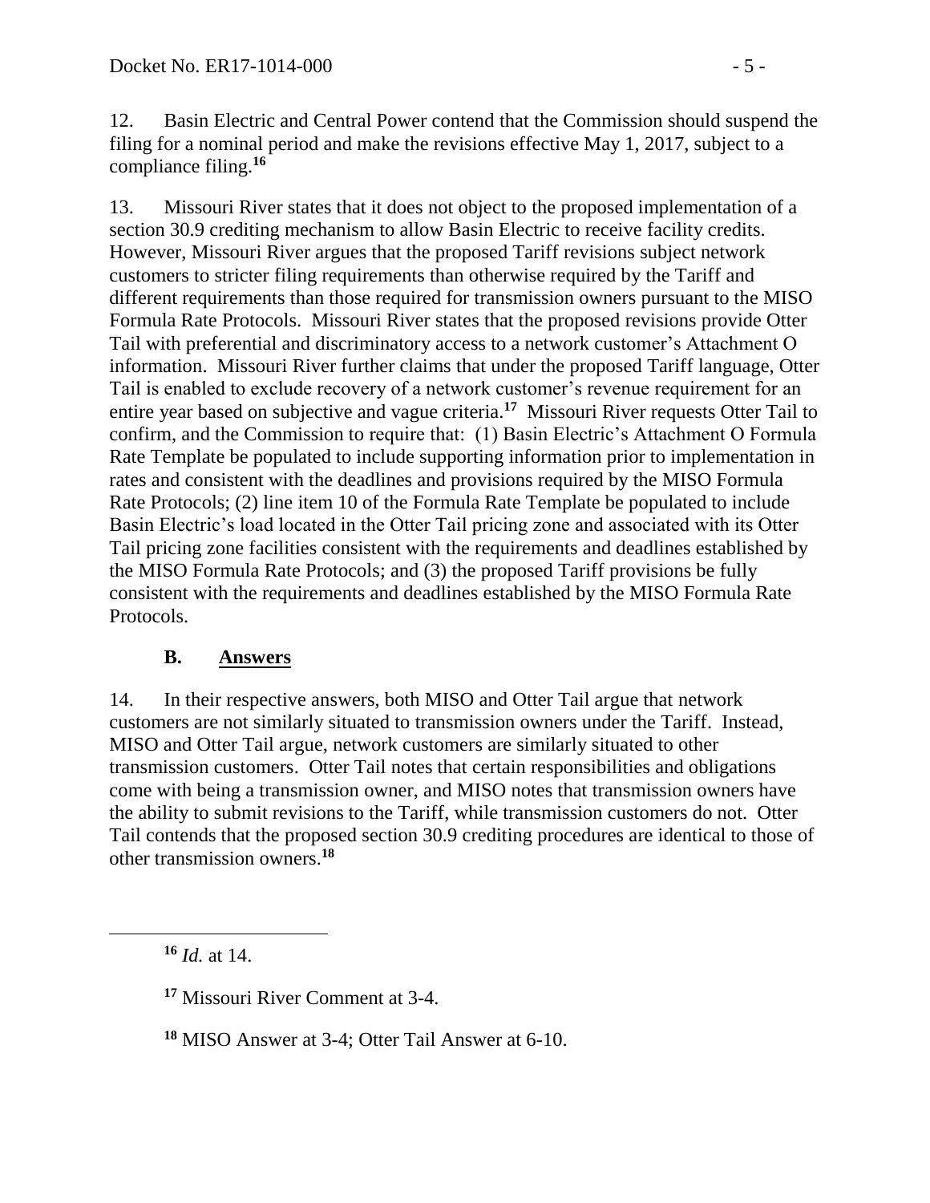12. Basin Electric and Central Power contend that the Commission should suspend the filing for a nominal period and make the revisions effective May 1, 2017, subject to a compliance filing.[16]

13. Missouri River states that it does not object to the proposed implementation of a section 30.9 crediting mechanism to allow Basin Electric to receive facility credits. However, Missouri River argues that the proposed Tariff revisions subject network customers to stricter filing requirements than otherwise required by the Tariff and different requirements than those required for transmission owners pursuant to the MISO Formula Rate Protocols. Missouri River states that the proposed revisions provide Otter Tail with preferential and discriminatory access to a network customer's Attachment O information. Missouri River further claims that under the proposed Tariff language, Otter Tail is enabled to exclude recovery of a network customer's revenue requirement for an entire year based on subjective and vague criteria.[17] Missouri River requests Otter Tail to confirm, and the Commission to require that: (1) Basin Electric's Attachment O Formula Rate Template be populated to include supporting information prior to implementation in rates and consistent with the deadlines and provisions required by the MISO Formula Rate Protocols; (2) line item 10 of the Formula Rate Template be populated to include Basin Electric's load located in the Otter Tail pricing zone and associated with its Otter Tail pricing zone facilities consistent with the requirements and deadlines established by the MISO Formula Rate Protocols; and (3) the proposed Tariff provisions be fully consistent with the requirements and deadlines established by the MISO Formula Rate Protocols.

### B. Answers

14. In their respective answers, both MISO and Otter Tail argue that network customers are not similarly situated to transmission owners under the Tariff. Instead, MISO and Otter Tail argue, network customers are similarly situated to other transmission customers. Otter Tail notes that certain responsibilities and obligations come with being a transmission owner, and MISO notes that transmission owners have the ability to submit revisions to the Tariff, while transmission customers do not. Otter Tail contends that the proposed section 30.9 crediting procedures are identical to those of other transmission owners.[18]

---

[16] *Id.* at 14.

[17] Missouri River Comment at 3-4.

[18] MISO Answer at 3-4; Otter Tail Answer at 6-10.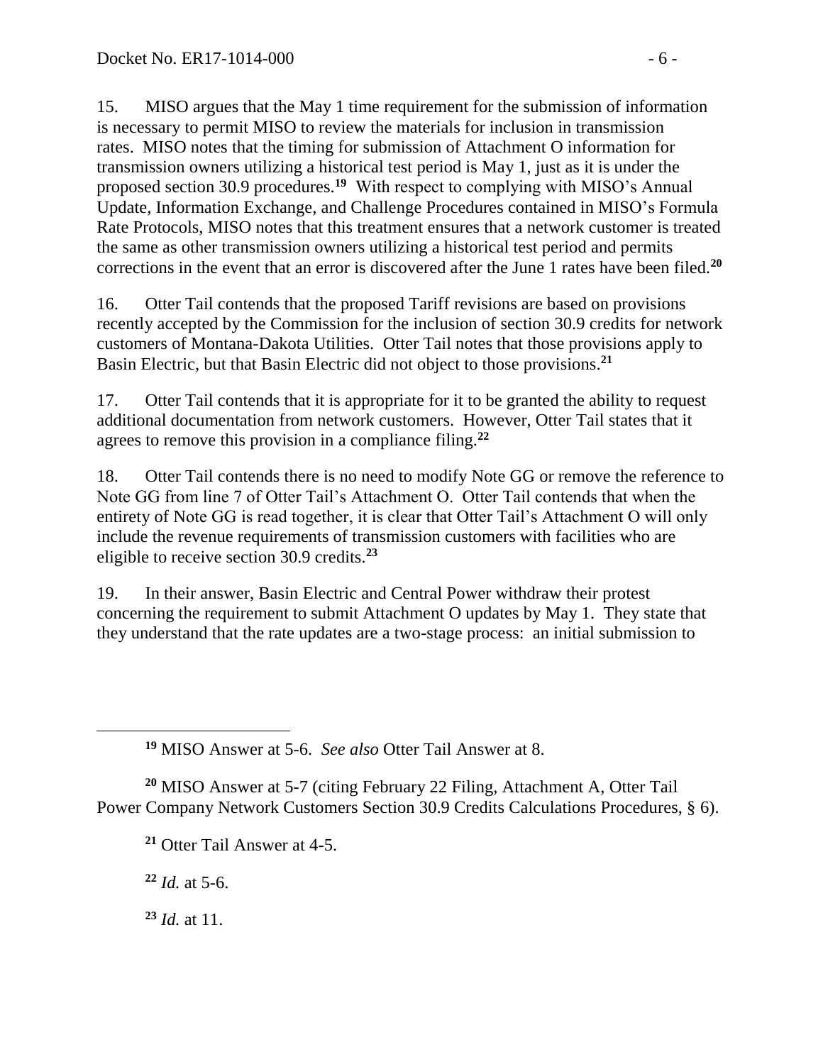15. MISO argues that the May 1 time requirement for the submission of information is necessary to permit MISO to review the materials for inclusion in transmission rates. MISO notes that the timing for submission of Attachment O information for transmission owners utilizing a historical test period is May 1, just as it is under the proposed section 30.9 procedures.[19] With respect to complying with MISO's Annual Update, Information Exchange, and Challenge Procedures contained in MISO's Formula Rate Protocols, MISO notes that this treatment ensures that a network customer is treated the same as other transmission owners utilizing a historical test period and permits corrections in the event that an error is discovered after the June 1 rates have been filed.[20]

16. Otter Tail contends that the proposed Tariff revisions are based on provisions recently accepted by the Commission for the inclusion of section 30.9 credits for network customers of Montana-Dakota Utilities. Otter Tail notes that those provisions apply to Basin Electric, but that Basin Electric did not object to those provisions.[21]

17. Otter Tail contends that it is appropriate for it to be granted the ability to request additional documentation from network customers. However, Otter Tail states that it agrees to remove this provision in a compliance filing.[22]

18. Otter Tail contends there is no need to modify Note GG or remove the reference to Note GG from line 7 of Otter Tail's Attachment O. Otter Tail contends that when the entirety of Note GG is read together, it is clear that Otter Tail's Attachment O will only include the revenue requirements of transmission customers with facilities who are eligible to receive section 30.9 credits.[23]

19. In their answer, Basin Electric and Central Power withdraw their protest concerning the requirement to submit Attachment O updates by May 1. They state that they understand that the rate updates are a two-stage process: an initial submission to

---

[19] MISO Answer at 5-6. *See also* Otter Tail Answer at 8.

[20] MISO Answer at 5-7 (citing February 22 Filing, Attachment A, Otter Tail Power Company Network Customers Section 30.9 Credits Calculations Procedures, § 6).

[21] Otter Tail Answer at 4-5.

[22] *Id.* at 5-6.

[23] *Id.* at 11.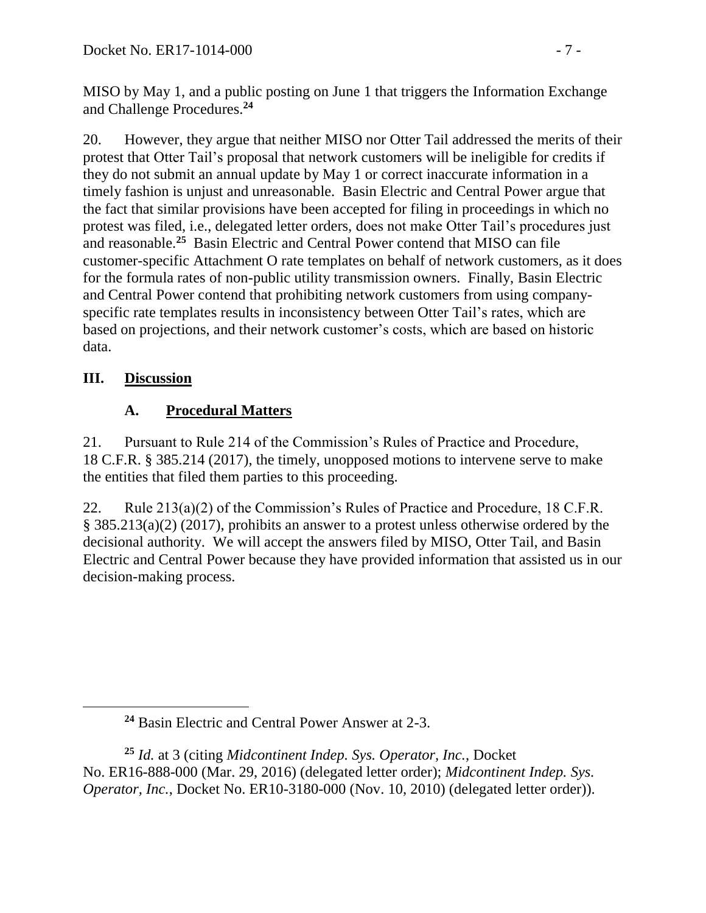MISO by May 1, and a public posting on June 1 that triggers the Information Exchange and Challenge Procedures.[24]

20. However, they argue that neither MISO nor Otter Tail addressed the merits of their protest that Otter Tail's proposal that network customers will be ineligible for credits if they do not submit an annual update by May 1 or correct inaccurate information in a timely fashion is unjust and unreasonable. Basin Electric and Central Power argue that the fact that similar provisions have been accepted for filing in proceedings in which no protest was filed, i.e., delegated letter orders, does not make Otter Tail's procedures just and reasonable.[25] Basin Electric and Central Power contend that MISO can file customer-specific Attachment O rate templates on behalf of network customers, as it does for the formula rates of non-public utility transmission owners. Finally, Basin Electric and Central Power contend that prohibiting network customers from using company-specific rate templates results in inconsistency between Otter Tail's rates, which are based on projections, and their network customer's costs, which are based on historic data.

## III. Discussion

### A. Procedural Matters

21. Pursuant to Rule 214 of the Commission's Rules of Practice and Procedure, 18 C.F.R. § 385.214 (2017), the timely, unopposed motions to intervene serve to make the entities that filed them parties to this proceeding.

22. Rule 213(a)(2) of the Commission's Rules of Practice and Procedure, 18 C.F.R. § 385.213(a)(2) (2017), prohibits an answer to a protest unless otherwise ordered by the decisional authority. We will accept the answers filed by MISO, Otter Tail, and Basin Electric and Central Power because they have provided information that assisted us in our decision-making process.

---

[24] Basin Electric and Central Power Answer at 2-3.

[25] *Id.* at 3 (citing *Midcontinent Indep. Sys. Operator, Inc.*, Docket No. ER16-888-000 (Mar. 29, 2016) (delegated letter order); *Midcontinent Indep. Sys. Operator, Inc.*, Docket No. ER10-3180-000 (Nov. 10, 2010) (delegated letter order)).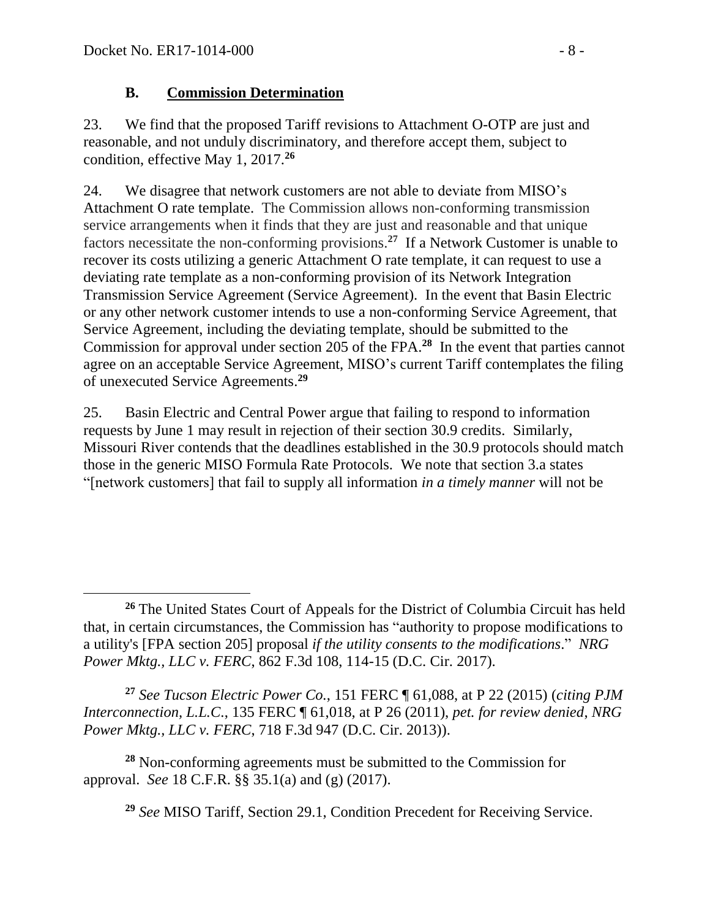### B. **Commission Determination**

23. We find that the proposed Tariff revisions to Attachment O-OTP are just and reasonable, and not unduly discriminatory, and therefore accept them, subject to condition, effective May 1, 2017.[26]

24. We disagree that network customers are not able to deviate from MISO's Attachment O rate template. The Commission allows non-conforming transmission service arrangements when it finds that they are just and reasonable and that unique factors necessitate the non-conforming provisions.[27] If a Network Customer is unable to recover its costs utilizing a generic Attachment O rate template, it can request to use a deviating rate template as a non-conforming provision of its Network Integration Transmission Service Agreement (Service Agreement). In the event that Basin Electric or any other network customer intends to use a non-conforming Service Agreement, that Service Agreement, including the deviating template, should be submitted to the Commission for approval under section 205 of the FPA.[28] In the event that parties cannot agree on an acceptable Service Agreement, MISO's current Tariff contemplates the filing of unexecuted Service Agreements.[29]

25. Basin Electric and Central Power argue that failing to respond to information requests by June 1 may result in rejection of their section 30.9 credits. Similarly, Missouri River contends that the deadlines established in the 30.9 protocols should match those in the generic MISO Formula Rate Protocols. We note that section 3.a states "[network customers] that fail to supply all information *in a timely manner* will not be

---

[26] The United States Court of Appeals for the District of Columbia Circuit has held that, in certain circumstances, the Commission has "authority to propose modifications to a utility's [FPA section 205] proposal *if the utility consents to the modifications*." *NRG Power Mktg., LLC v. FERC*, 862 F.3d 108, 114-15 (D.C. Cir. 2017).

[27] *See Tucson Electric Power Co.*, 151 FERC ¶ 61,088, at P 22 (2015) (*citing PJM Interconnection, L.L.C.*, 135 FERC ¶ 61,018, at P 26 (2011), *pet. for review denied*, *NRG Power Mktg., LLC v. FERC*, 718 F.3d 947 (D.C. Cir. 2013)).

[28] Non-conforming agreements must be submitted to the Commission for approval. *See* 18 C.F.R. §§ 35.1(a) and (g) (2017).

[29] *See* MISO Tariff, Section 29.1, Condition Precedent for Receiving Service.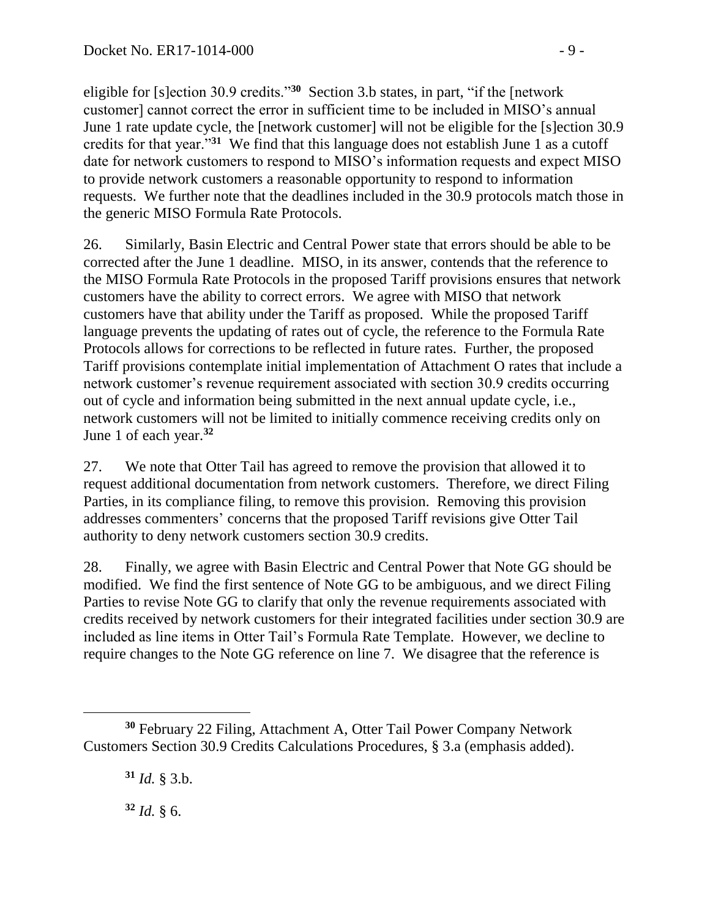eligible for [s]ection 30.9 credits."[30] Section 3.b states, in part, "if the [network customer] cannot correct the error in sufficient time to be included in MISO's annual June 1 rate update cycle, the [network customer] will not be eligible for the [s]ection 30.9 credits for that year."[31] We find that this language does not establish June 1 as a cutoff date for network customers to respond to MISO's information requests and expect MISO to provide network customers a reasonable opportunity to respond to information requests. We further note that the deadlines included in the 30.9 protocols match those in the generic MISO Formula Rate Protocols.

26. Similarly, Basin Electric and Central Power state that errors should be able to be corrected after the June 1 deadline. MISO, in its answer, contends that the reference to the MISO Formula Rate Protocols in the proposed Tariff provisions ensures that network customers have the ability to correct errors. We agree with MISO that network customers have that ability under the Tariff as proposed. While the proposed Tariff language prevents the updating of rates out of cycle, the reference to the Formula Rate Protocols allows for corrections to be reflected in future rates. Further, the proposed Tariff provisions contemplate initial implementation of Attachment O rates that include a network customer's revenue requirement associated with section 30.9 credits occurring out of cycle and information being submitted in the next annual update cycle, i.e., network customers will not be limited to initially commence receiving credits only on June 1 of each year.[32]

27. We note that Otter Tail has agreed to remove the provision that allowed it to request additional documentation from network customers. Therefore, we direct Filing Parties, in its compliance filing, to remove this provision. Removing this provision addresses commenters' concerns that the proposed Tariff revisions give Otter Tail authority to deny network customers section 30.9 credits.

28. Finally, we agree with Basin Electric and Central Power that Note GG should be modified. We find the first sentence of Note GG to be ambiguous, and we direct Filing Parties to revise Note GG to clarify that only the revenue requirements associated with credits received by network customers for their integrated facilities under section 30.9 are included as line items in Otter Tail's Formula Rate Template. However, we decline to require changes to the Note GG reference on line 7. We disagree that the reference is

---

[30] February 22 Filing, Attachment A, Otter Tail Power Company Network Customers Section 30.9 Credits Calculations Procedures, § 3.a (emphasis added).

[31] *Id.* § 3.b.

[32] *Id.* § 6.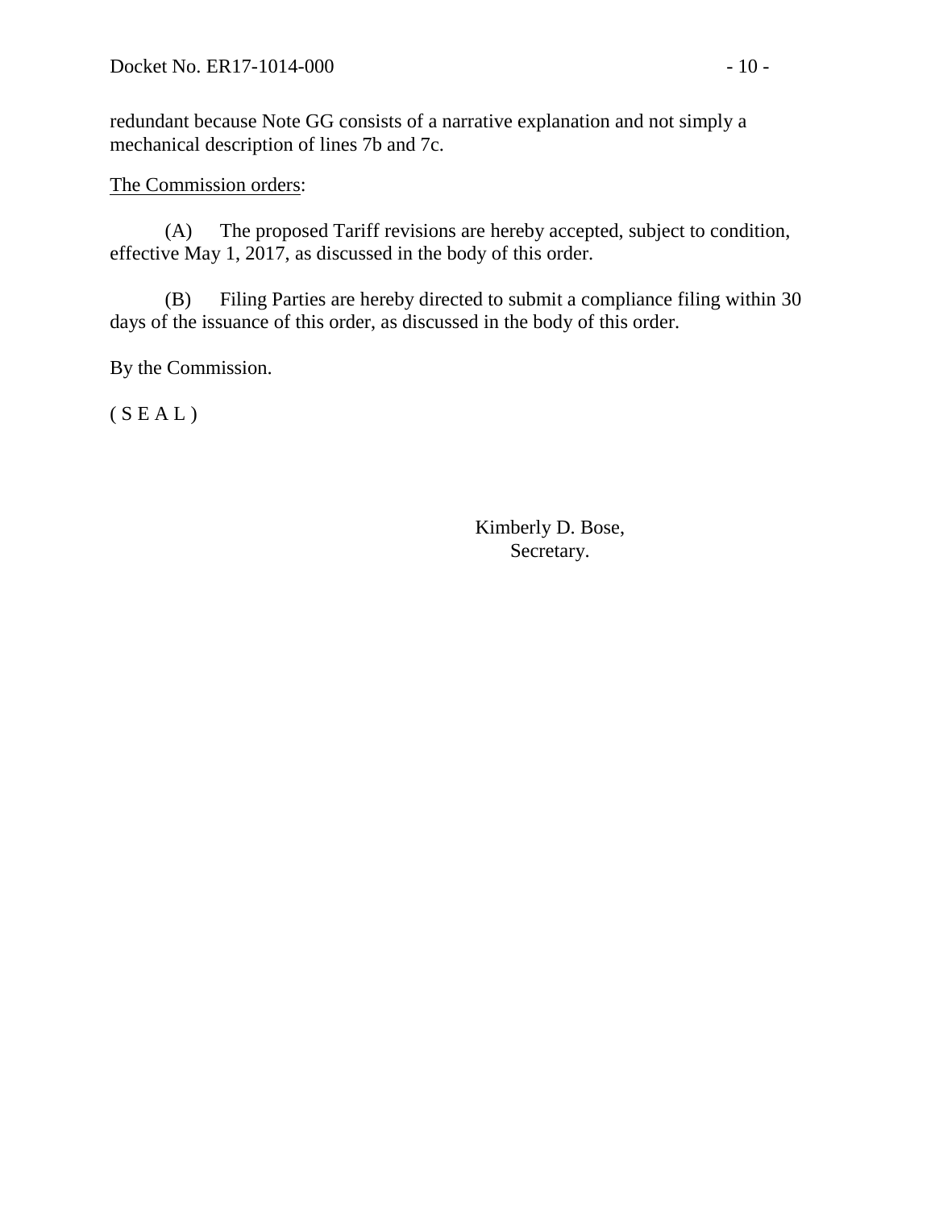redundant because Note GG consists of a narrative explanation and not simply a mechanical description of lines 7b and 7c.

<u>The Commission orders</u>:

(A) The proposed Tariff revisions are hereby accepted, subject to condition, effective May 1, 2017, as discussed in the body of this order.

(B) Filing Parties are hereby directed to submit a compliance filing within 30 days of the issuance of this order, as discussed in the body of this order.

By the Commission.

( S E A L )

Kimberly D. Bose,
Secretary.